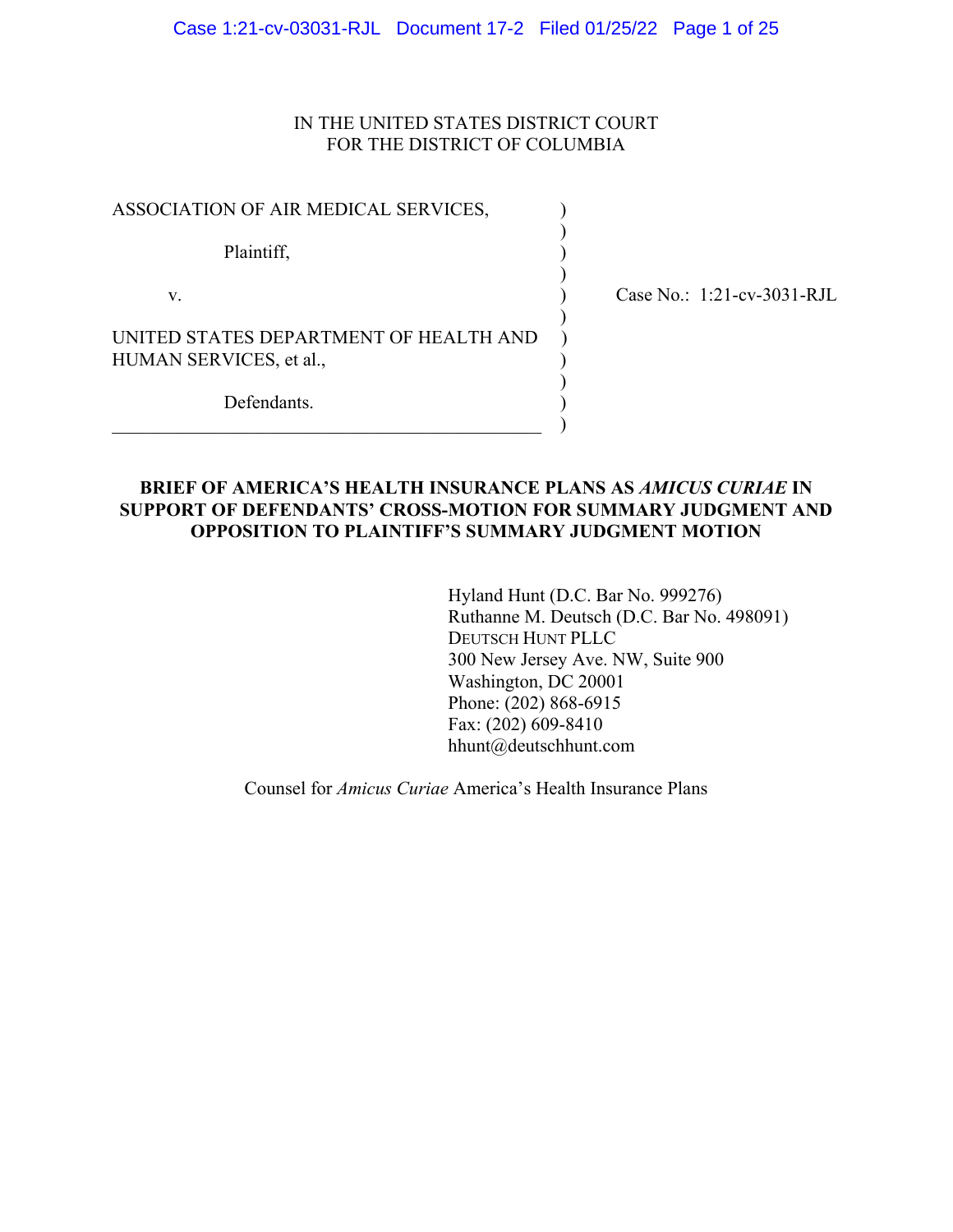IN THE UNITED STATES DISTRICT COURT
FOR THE DISTRICT OF COLUMBIA

| | | |
|---|---|---|
| ASSOCIATION OF AIR MEDICAL SERVICES,<br><br>Plaintiff,<br><br>v.<br><br>UNITED STATES DEPARTMENT OF HEALTH AND HUMAN SERVICES, et al.,<br><br>Defendants. | ) | Case No.: 1:21-cv-3031-RJL |

**BRIEF OF AMERICA'S HEALTH INSURANCE PLANS AS *AMICUS CURIAE* IN SUPPORT OF DEFENDANTS' CROSS-MOTION FOR SUMMARY JUDGMENT AND OPPOSITION TO PLAINTIFF'S SUMMARY JUDGMENT MOTION**

Hyland Hunt (D.C. Bar No. 999276)
Ruthanne M. Deutsch (D.C. Bar No. 498091)
DEUTSCH HUNT PLLC
300 New Jersey Ave. NW, Suite 900
Washington, DC 20001
Phone: (202) 868-6915
Fax: (202) 609-8410
hhunt@deutschhunt.com

Counsel for *Amicus Curiae* America's Health Insurance Plans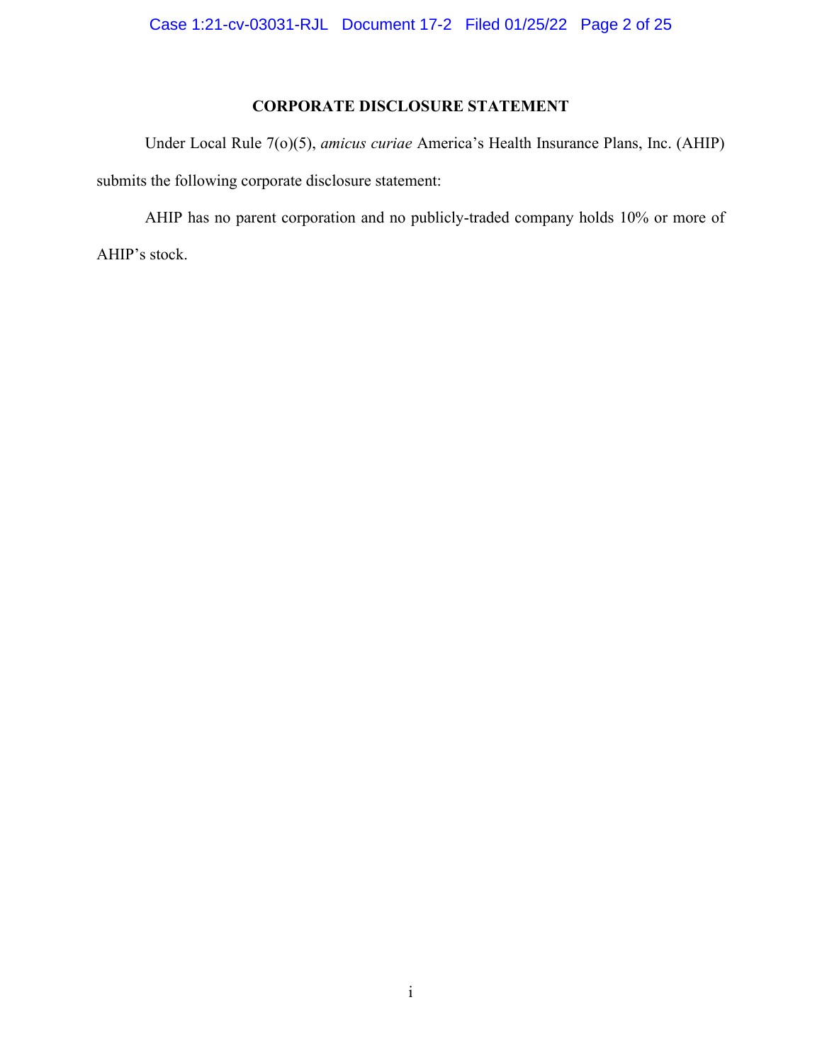## CORPORATE DISCLOSURE STATEMENT

Under Local Rule 7(o)(5), *amicus curiae* America's Health Insurance Plans, Inc. (AHIP) submits the following corporate disclosure statement:

AHIP has no parent corporation and no publicly-traded company holds 10% or more of AHIP's stock.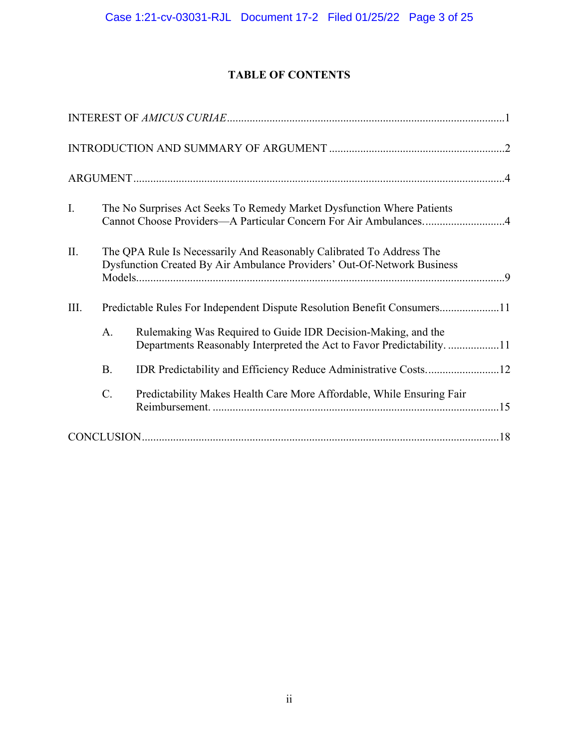# TABLE OF CONTENTS

INTEREST OF *AMICUS CURIAE* .................................................................................................1

INTRODUCTION AND SUMMARY OF ARGUMENT .............................................................2

ARGUMENT ..................................................................................................................................4

I. The No Surprises Act Seeks To Remedy Market Dysfunction Where Patients Cannot Choose Providers—A Particular Concern For Air Ambulances. ............................4

II. The QPA Rule Is Necessarily And Reasonably Calibrated To Address The Dysfunction Created By Air Ambulance Providers' Out-Of-Network Business Models..................................................................................................................................9

III. Predictable Rules For Independent Dispute Resolution Benefit Consumers.....................11

   A. Rulemaking Was Required to Guide IDR Decision-Making, and the Departments Reasonably Interpreted the Act to Favor Predictability. ..................11

   B. IDR Predictability and Efficiency Reduce Administrative Costs..........................12

   C. Predictability Makes Health Care More Affordable, While Ensuring Fair Reimbursement. .....................................................................................................15

CONCLUSION.............................................................................................................................18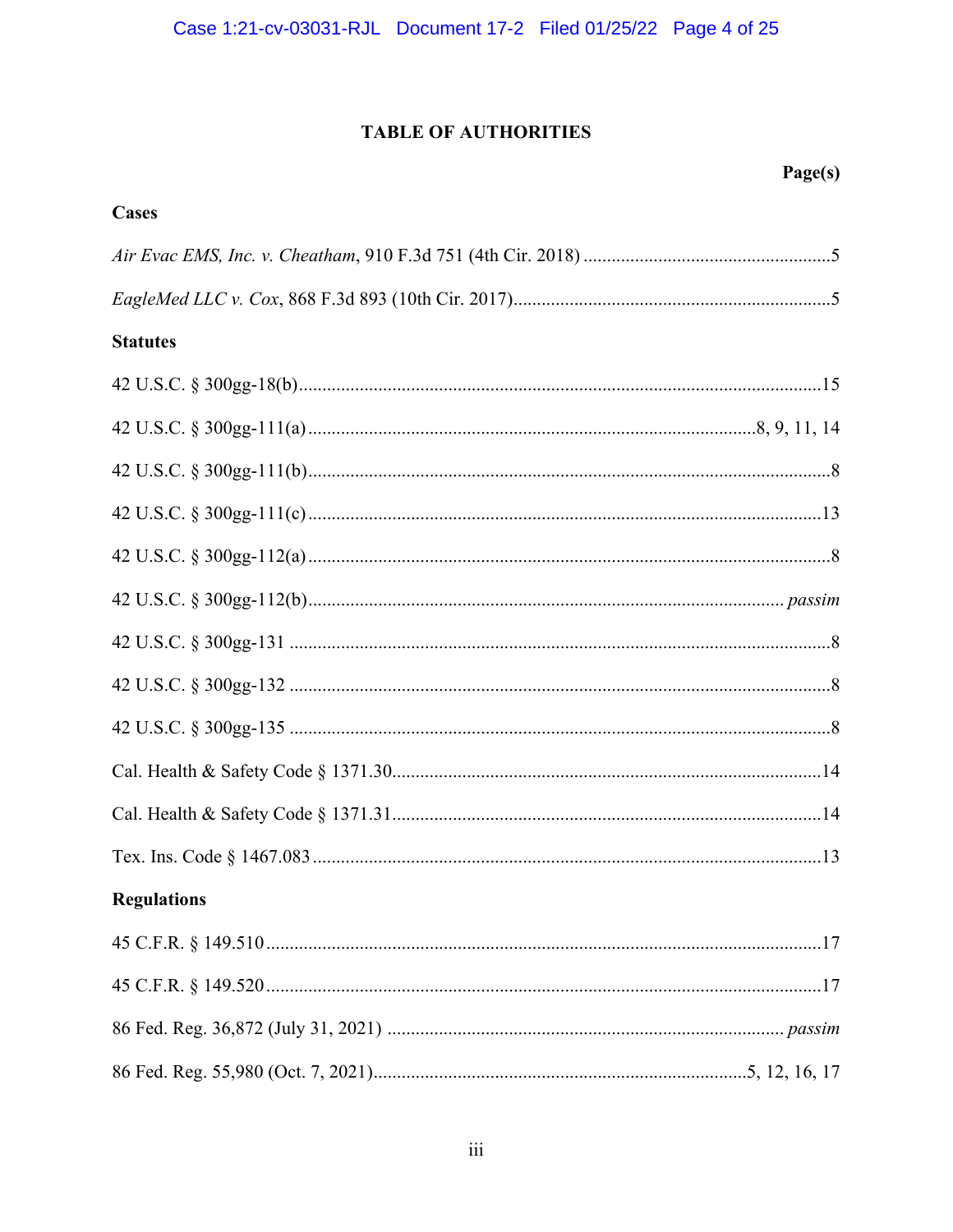# TABLE OF AUTHORITIES

**Page(s)**

## Cases

*Air Evac EMS, Inc. v. Cheatham*, 910 F.3d 751 (4th Cir. 2018) .....................................................5

*EagleMed LLC v. Cox*, 868 F.3d 893 (10th Cir. 2017).....................................................................5

## Statutes

42 U.S.C. § 300gg-18(b)..................................................................................................................15

42 U.S.C. § 300gg-111(a) .................................................................................................8, 9, 11, 14

42 U.S.C. § 300gg-111(b)....................................................................................................................8

42 U.S.C. § 300gg-111(c) ..................................................................................................................13

42 U.S.C. § 300gg-112(a) ....................................................................................................................8

42 U.S.C. § 300gg-112(b)........................................................................................................ *passim*

42 U.S.C. § 300gg-131 ........................................................................................................................8

42 U.S.C. § 300gg-132 ........................................................................................................................8

42 U.S.C. § 300gg-135 ........................................................................................................................8

Cal. Health & Safety Code § 1371.30..............................................................................................14

Cal. Health & Safety Code § 1371.31..............................................................................................14

Tex. Ins. Code § 1467.083 ................................................................................................................13

## Regulations

45 C.F.R. § 149.510 .........................................................................................................................17

45 C.F.R. § 149.520 .........................................................................................................................17

86 Fed. Reg. 36,872 (July 31, 2021) ......................................................................................... *passim*

86 Fed. Reg. 55,980 (Oct. 7, 2021)..................................................................................5, 12, 16, 17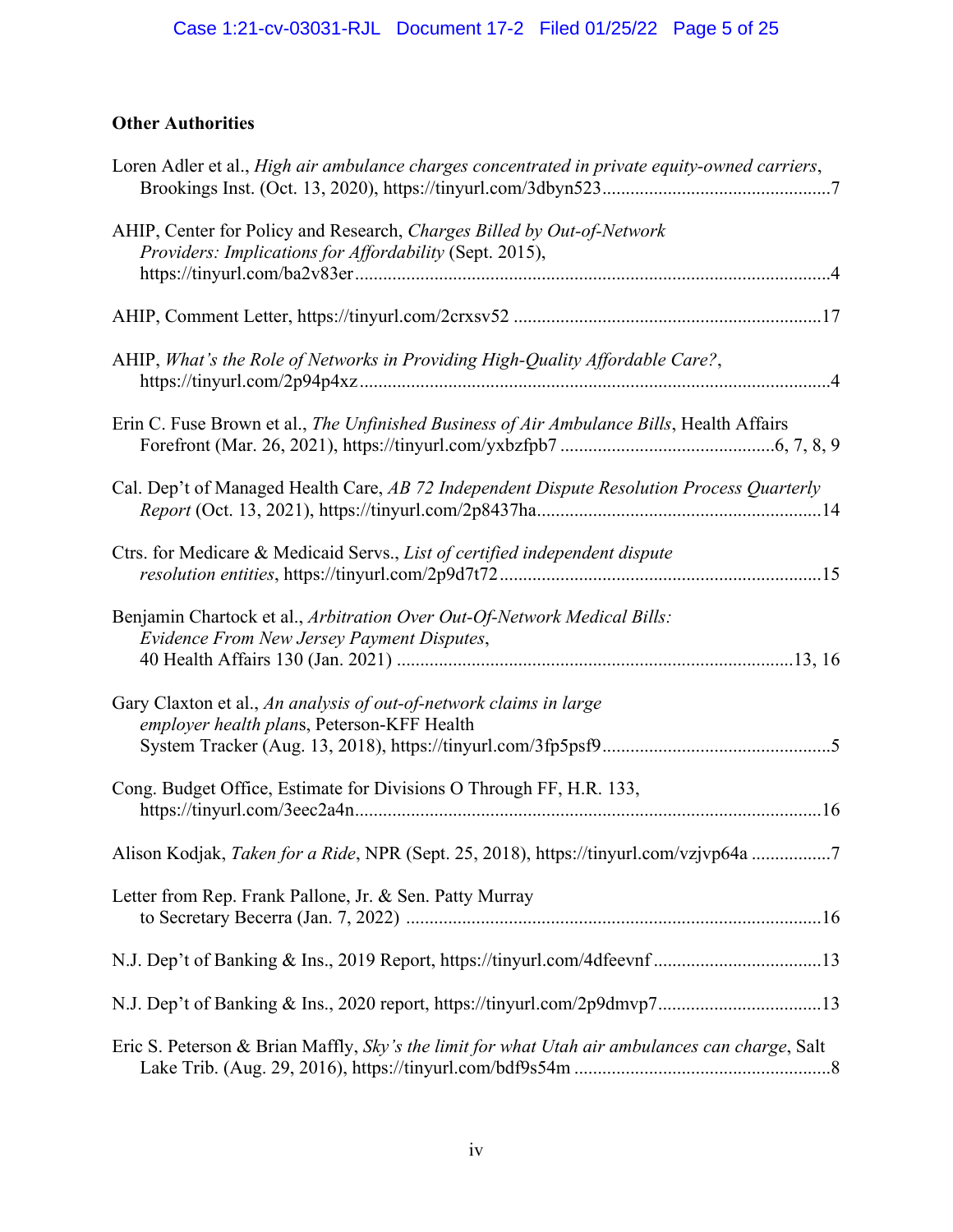**Other Authorities**

Loren Adler et al., *High air ambulance charges concentrated in private equity-owned carriers*, Brookings Inst. (Oct. 13, 2020), https://tinyurl.com/3dbyn523 ................................................7

AHIP, Center for Policy and Research, *Charges Billed by Out-of-Network Providers: Implications for Affordability* (Sept. 2015), https://tinyurl.com/ba2v83er .....................................................................................................4

AHIP, Comment Letter, https://tinyurl.com/2crxsv52 .................................................................17

AHIP, *What's the Role of Networks in Providing High-Quality Affordable Care?*, https://tinyurl.com/2p94p4xz .....................................................................................................4

Erin C. Fuse Brown et al., *The Unfinished Business of Air Ambulance Bills*, Health Affairs Forefront (Mar. 26, 2021), https://tinyurl.com/yxbzfpb7 .............................................6, 7, 8, 9

Cal. Dep't of Managed Health Care, *AB 72 Independent Dispute Resolution Process Quarterly Report* (Oct. 13, 2021), https://tinyurl.com/2p8437ha............................................................14

Ctrs. for Medicare & Medicaid Servs., *List of certified independent dispute resolution entities*, https://tinyurl.com/2p9d7t72....................................................................15

Benjamin Chartock et al., *Arbitration Over Out-Of-Network Medical Bills: Evidence From New Jersey Payment Disputes*, 40 Health Affairs 130 (Jan. 2021) ....................................................................................13, 16

Gary Claxton et al., *An analysis of out-of-network claims in large employer health plans*, Peterson-KFF Health System Tracker (Aug. 13, 2018), https://tinyurl.com/3fp5psf9................................................5

Cong. Budget Office, Estimate for Divisions O Through FF, H.R. 133, https://tinyurl.com/3eec2a4n...................................................................................................16

Alison Kodjak, *Taken for a Ride*, NPR (Sept. 25, 2018), https://tinyurl.com/vzjvp64a .................7

Letter from Rep. Frank Pallone, Jr. & Sen. Patty Murray to Secretary Becerra (Jan. 7, 2022) ........................................................................................16

N.J. Dep't of Banking & Ins., 2019 Report, https://tinyurl.com/4dfeevnf ...................................13

N.J. Dep't of Banking & Ins., 2020 report, https://tinyurl.com/2p9dmvp7..................................13

Eric S. Peterson & Brian Maffly, *Sky's the limit for what Utah air ambulances can charge*, Salt Lake Trib. (Aug. 29, 2016), https://tinyurl.com/bdf9s54m .......................................................8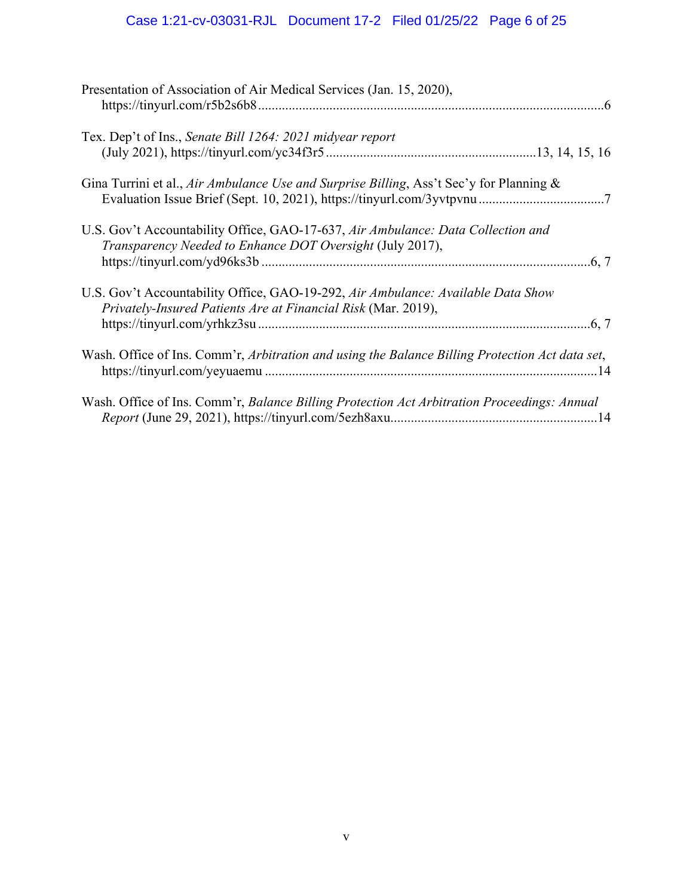Presentation of Association of Air Medical Services (Jan. 15, 2020), https://tinyurl.com/r5b2s6b8 ..................................................................................................6

Tex. Dep't of Ins., *Senate Bill 1264: 2021 midyear report* (July 2021), https://tinyurl.com/yc34f3r5 ............................................................13, 14, 15, 16

Gina Turrini et al., *Air Ambulance Use and Surprise Billing*, Ass't Sec'y for Planning & Evaluation Issue Brief (Sept. 10, 2021), https://tinyurl.com/3yvtpvnu ....................................7

U.S. Gov't Accountability Office, GAO-17-637, *Air Ambulance: Data Collection and Transparency Needed to Enhance DOT Oversight* (July 2017), https://tinyurl.com/yd96ks3b ................................................................................................6, 7

U.S. Gov't Accountability Office, GAO-19-292, *Air Ambulance: Available Data Show Privately-Insured Patients Are at Financial Risk* (Mar. 2019), https://tinyurl.com/yrhkz3su ................................................................................................6, 7

Wash. Office of Ins. Comm'r, *Arbitration and using the Balance Billing Protection Act data set*, https://tinyurl.com/yeyuaemu ................................................................................................14

Wash. Office of Ins. Comm'r, *Balance Billing Protection Act Arbitration Proceedings: Annual Report* (June 29, 2021), https://tinyurl.com/5ezh8axu............................................................14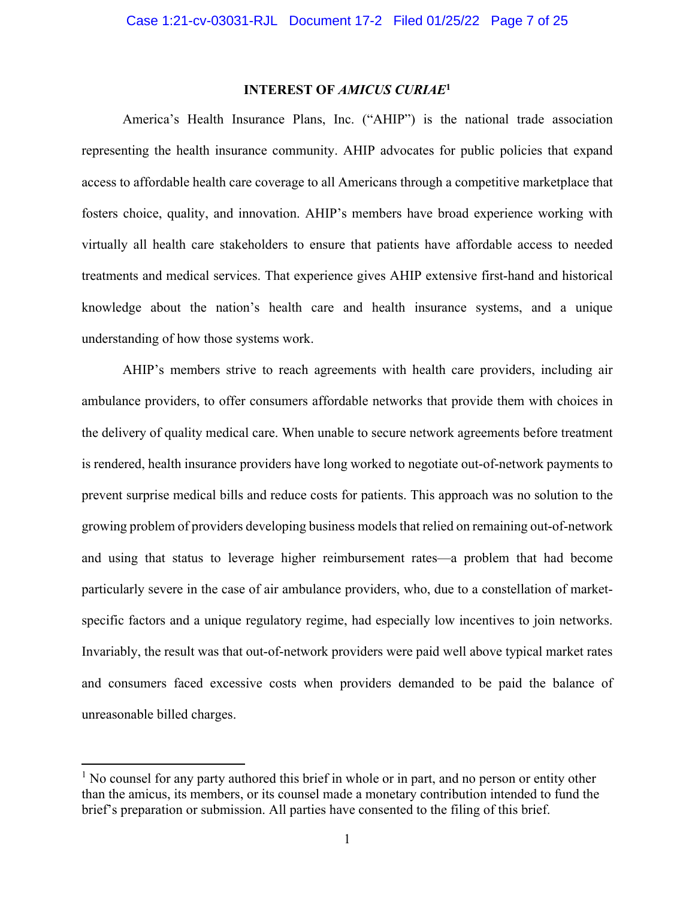## INTEREST OF *AMICUS CURIAE*[1]

America's Health Insurance Plans, Inc. ("AHIP") is the national trade association representing the health insurance community. AHIP advocates for public policies that expand access to affordable health care coverage to all Americans through a competitive marketplace that fosters choice, quality, and innovation. AHIP's members have broad experience working with virtually all health care stakeholders to ensure that patients have affordable access to needed treatments and medical services. That experience gives AHIP extensive first-hand and historical knowledge about the nation's health care and health insurance systems, and a unique understanding of how those systems work.

AHIP's members strive to reach agreements with health care providers, including air ambulance providers, to offer consumers affordable networks that provide them with choices in the delivery of quality medical care. When unable to secure network agreements before treatment is rendered, health insurance providers have long worked to negotiate out-of-network payments to prevent surprise medical bills and reduce costs for patients. This approach was no solution to the growing problem of providers developing business models that relied on remaining out-of-network and using that status to leverage higher reimbursement rates—a problem that had become particularly severe in the case of air ambulance providers, who, due to a constellation of market-specific factors and a unique regulatory regime, had especially low incentives to join networks. Invariably, the result was that out-of-network providers were paid well above typical market rates and consumers faced excessive costs when providers demanded to be paid the balance of unreasonable billed charges.

---

[1] No counsel for any party authored this brief in whole or in part, and no person or entity other than the amicus, its members, or its counsel made a monetary contribution intended to fund the brief's preparation or submission. All parties have consented to the filing of this brief.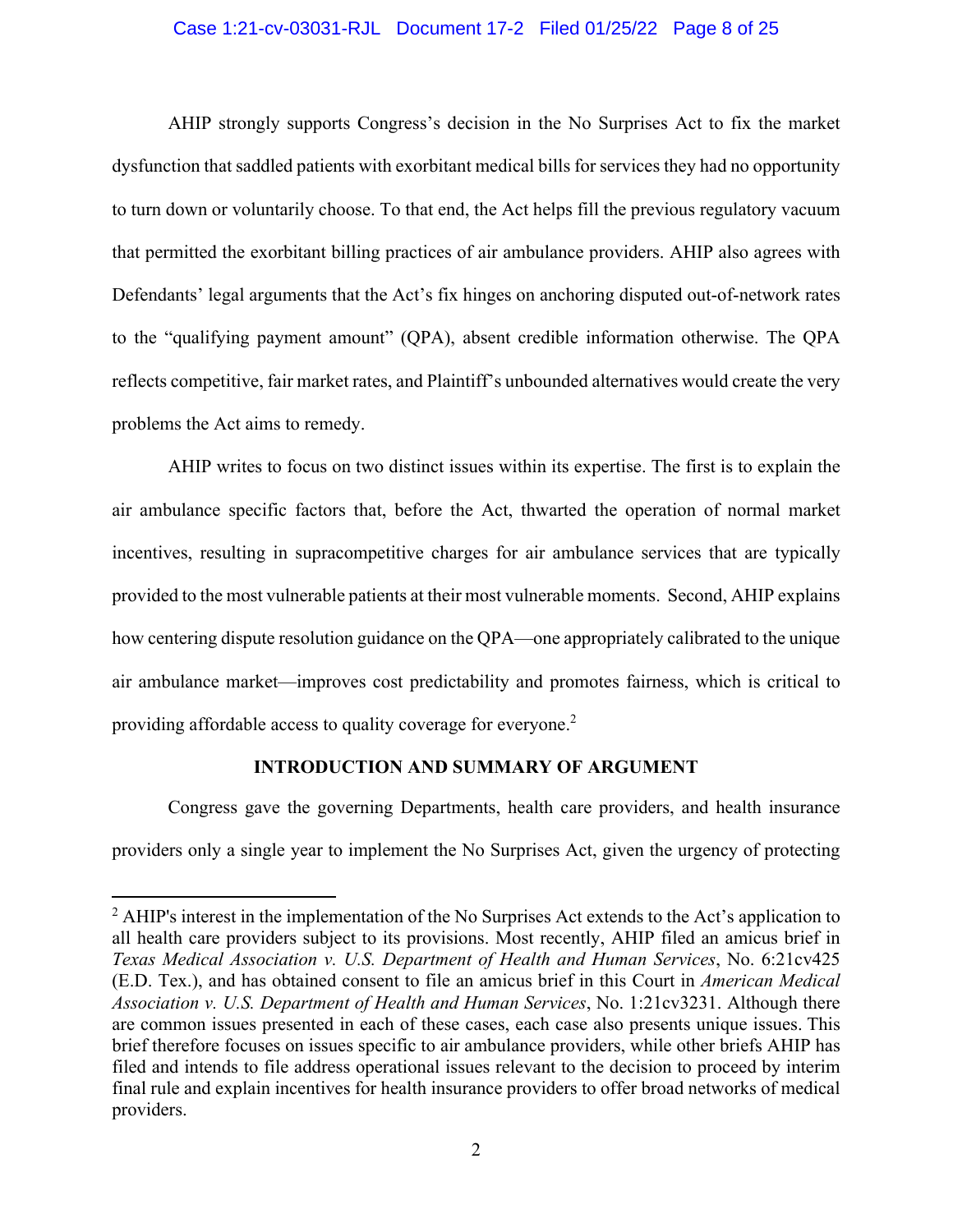AHIP strongly supports Congress's decision in the No Surprises Act to fix the market dysfunction that saddled patients with exorbitant medical bills for services they had no opportunity to turn down or voluntarily choose. To that end, the Act helps fill the previous regulatory vacuum that permitted the exorbitant billing practices of air ambulance providers. AHIP also agrees with Defendants' legal arguments that the Act's fix hinges on anchoring disputed out-of-network rates to the "qualifying payment amount" (QPA), absent credible information otherwise. The QPA reflects competitive, fair market rates, and Plaintiff's unbounded alternatives would create the very problems the Act aims to remedy.

AHIP writes to focus on two distinct issues within its expertise. The first is to explain the air ambulance specific factors that, before the Act, thwarted the operation of normal market incentives, resulting in supracompetitive charges for air ambulance services that are typically provided to the most vulnerable patients at their most vulnerable moments. Second, AHIP explains how centering dispute resolution guidance on the QPA—one appropriately calibrated to the unique air ambulance market—improves cost predictability and promotes fairness, which is critical to providing affordable access to quality coverage for everyone.[2]

## INTRODUCTION AND SUMMARY OF ARGUMENT

Congress gave the governing Departments, health care providers, and health insurance providers only a single year to implement the No Surprises Act, given the urgency of protecting

---

[2] AHIP's interest in the implementation of the No Surprises Act extends to the Act's application to all health care providers subject to its provisions. Most recently, AHIP filed an amicus brief in *Texas Medical Association v. U.S. Department of Health and Human Services*, No. 6:21cv425 (E.D. Tex.), and has obtained consent to file an amicus brief in this Court in *American Medical Association v. U.S. Department of Health and Human Services*, No. 1:21cv3231. Although there are common issues presented in each of these cases, each case also presents unique issues. This brief therefore focuses on issues specific to air ambulance providers, while other briefs AHIP has filed and intends to file address operational issues relevant to the decision to proceed by interim final rule and explain incentives for health insurance providers to offer broad networks of medical providers.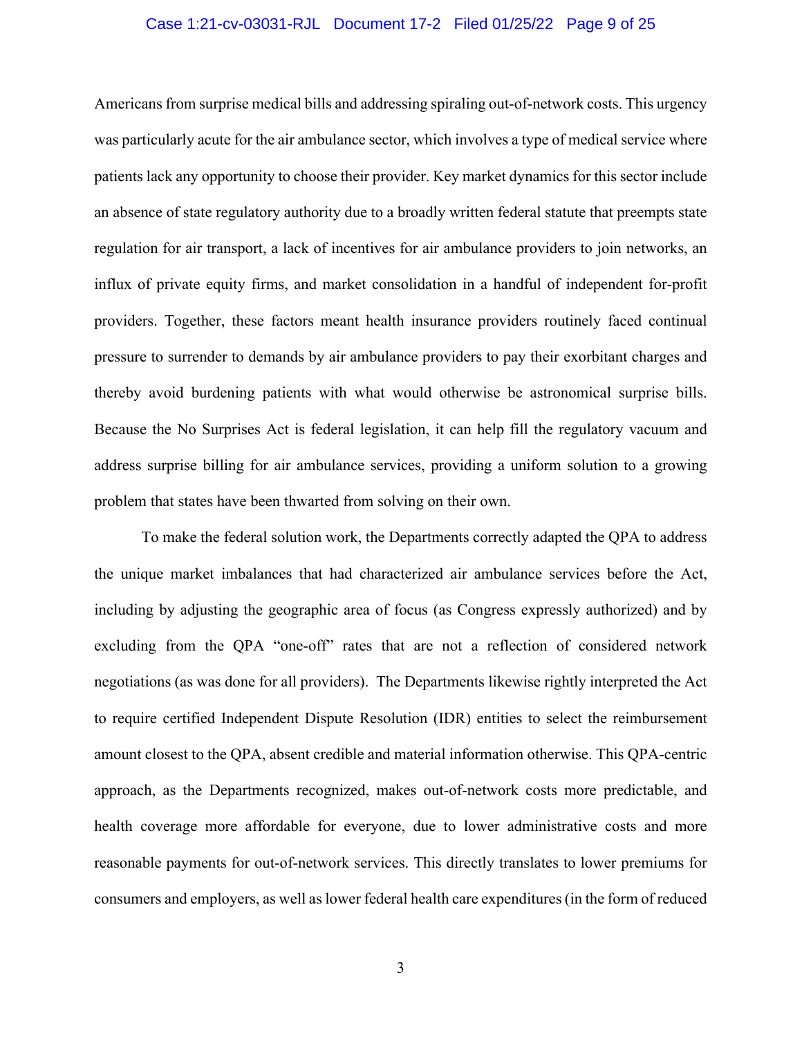Americans from surprise medical bills and addressing spiraling out-of-network costs. This urgency was particularly acute for the air ambulance sector, which involves a type of medical service where patients lack any opportunity to choose their provider. Key market dynamics for this sector include an absence of state regulatory authority due to a broadly written federal statute that preempts state regulation for air transport, a lack of incentives for air ambulance providers to join networks, an influx of private equity firms, and market consolidation in a handful of independent for-profit providers. Together, these factors meant health insurance providers routinely faced continual pressure to surrender to demands by air ambulance providers to pay their exorbitant charges and thereby avoid burdening patients with what would otherwise be astronomical surprise bills. Because the No Surprises Act is federal legislation, it can help fill the regulatory vacuum and address surprise billing for air ambulance services, providing a uniform solution to a growing problem that states have been thwarted from solving on their own.

To make the federal solution work, the Departments correctly adapted the QPA to address the unique market imbalances that had characterized air ambulance services before the Act, including by adjusting the geographic area of focus (as Congress expressly authorized) and by excluding from the QPA "one-off" rates that are not a reflection of considered network negotiations (as was done for all providers). The Departments likewise rightly interpreted the Act to require certified Independent Dispute Resolution (IDR) entities to select the reimbursement amount closest to the QPA, absent credible and material information otherwise. This QPA-centric approach, as the Departments recognized, makes out-of-network costs more predictable, and health coverage more affordable for everyone, due to lower administrative costs and more reasonable payments for out-of-network services. This directly translates to lower premiums for consumers and employers, as well as lower federal health care expenditures (in the form of reduced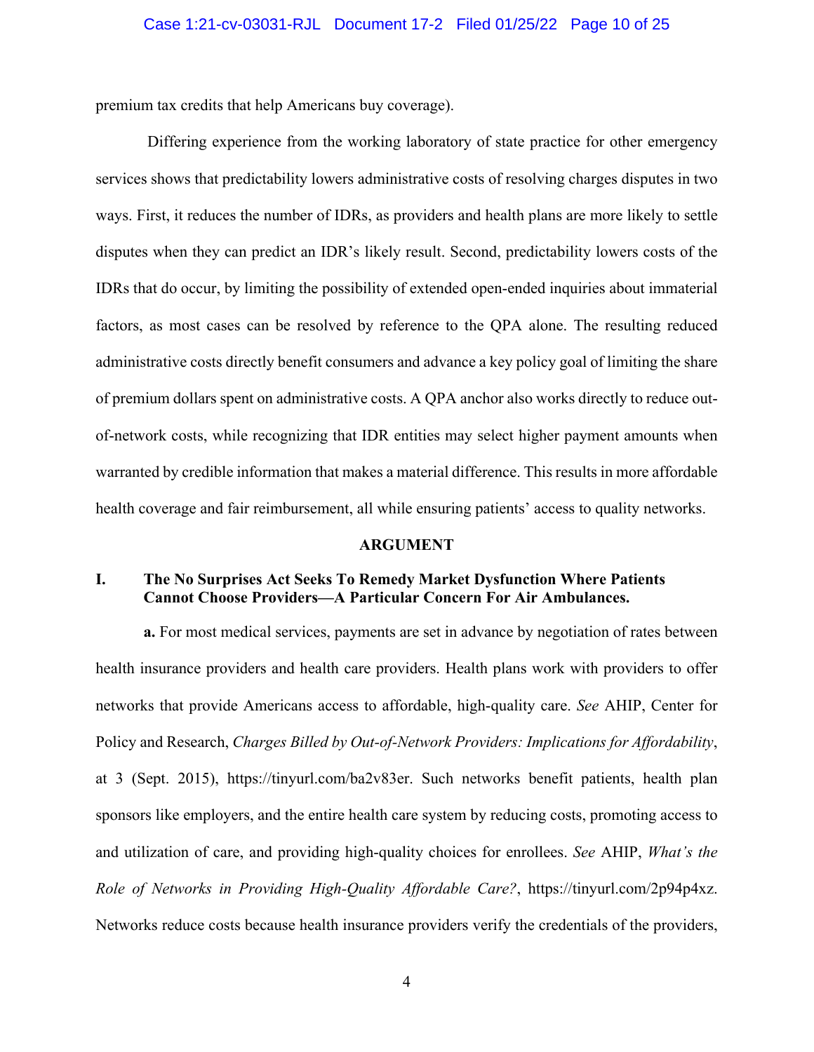premium tax credits that help Americans buy coverage).

Differing experience from the working laboratory of state practice for other emergency services shows that predictability lowers administrative costs of resolving charges disputes in two ways. First, it reduces the number of IDRs, as providers and health plans are more likely to settle disputes when they can predict an IDR's likely result. Second, predictability lowers costs of the IDRs that do occur, by limiting the possibility of extended open-ended inquiries about immaterial factors, as most cases can be resolved by reference to the QPA alone. The resulting reduced administrative costs directly benefit consumers and advance a key policy goal of limiting the share of premium dollars spent on administrative costs. A QPA anchor also works directly to reduce out-of-network costs, while recognizing that IDR entities may select higher payment amounts when warranted by credible information that makes a material difference. This results in more affordable health coverage and fair reimbursement, all while ensuring patients' access to quality networks.

## ARGUMENT

### I. The No Surprises Act Seeks To Remedy Market Dysfunction Where Patients Cannot Choose Providers—A Particular Concern For Air Ambulances.

**a.** For most medical services, payments are set in advance by negotiation of rates between health insurance providers and health care providers. Health plans work with providers to offer networks that provide Americans access to affordable, high-quality care. *See* AHIP, Center for Policy and Research, *Charges Billed by Out-of-Network Providers: Implications for Affordability*, at 3 (Sept. 2015), https://tinyurl.com/ba2v83er. Such networks benefit patients, health plan sponsors like employers, and the entire health care system by reducing costs, promoting access to and utilization of care, and providing high-quality choices for enrollees. *See* AHIP, *What's the Role of Networks in Providing High-Quality Affordable Care?*, https://tinyurl.com/2p94p4xz. Networks reduce costs because health insurance providers verify the credentials of the providers,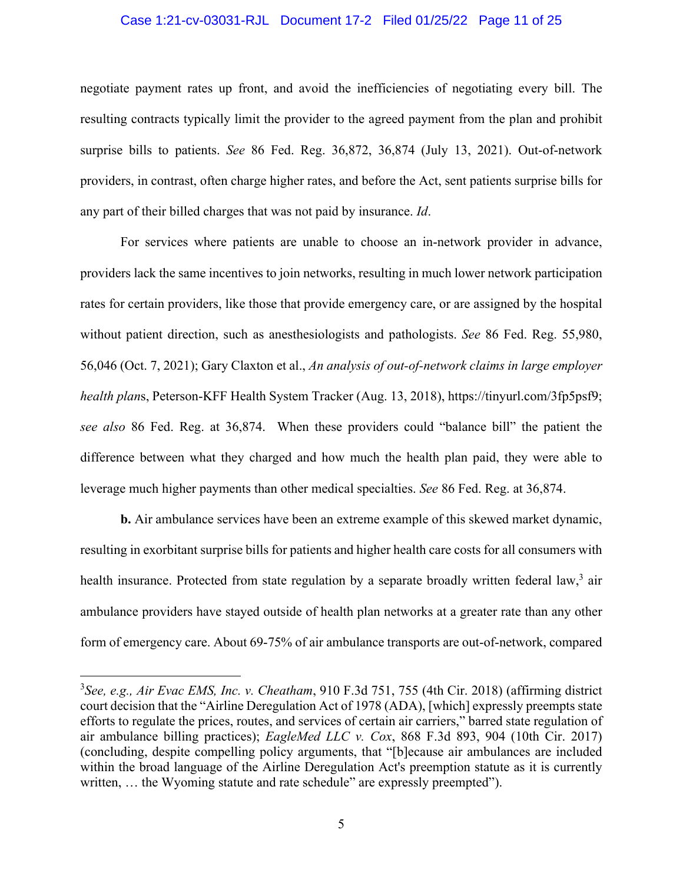negotiate payment rates up front, and avoid the inefficiencies of negotiating every bill. The resulting contracts typically limit the provider to the agreed payment from the plan and prohibit surprise bills to patients. *See* 86 Fed. Reg. 36,872, 36,874 (July 13, 2021). Out-of-network providers, in contrast, often charge higher rates, and before the Act, sent patients surprise bills for any part of their billed charges that was not paid by insurance. *Id*.

For services where patients are unable to choose an in-network provider in advance, providers lack the same incentives to join networks, resulting in much lower network participation rates for certain providers, like those that provide emergency care, or are assigned by the hospital without patient direction, such as anesthesiologists and pathologists. *See* 86 Fed. Reg. 55,980, 56,046 (Oct. 7, 2021); Gary Claxton et al., *An analysis of out-of-network claims in large employer health plan*s, Peterson-KFF Health System Tracker (Aug. 13, 2018), https://tinyurl.com/3fp5psf9; *see also* 86 Fed. Reg. at 36,874. When these providers could "balance bill" the patient the difference between what they charged and how much the health plan paid, they were able to leverage much higher payments than other medical specialties. *See* 86 Fed. Reg. at 36,874.

**b.** Air ambulance services have been an extreme example of this skewed market dynamic, resulting in exorbitant surprise bills for patients and higher health care costs for all consumers with health insurance. Protected from state regulation by a separate broadly written federal law,[3] air ambulance providers have stayed outside of health plan networks at a greater rate than any other form of emergency care. About 69-75% of air ambulance transports are out-of-network, compared

---

[3]*See, e.g., Air Evac EMS, Inc. v. Cheatham*, 910 F.3d 751, 755 (4th Cir. 2018) (affirming district court decision that the "Airline Deregulation Act of 1978 (ADA), [which] expressly preempts state efforts to regulate the prices, routes, and services of certain air carriers," barred state regulation of air ambulance billing practices); *EagleMed LLC v. Cox*, 868 F.3d 893, 904 (10th Cir. 2017) (concluding, despite compelling policy arguments, that "[b]ecause air ambulances are included within the broad language of the Airline Deregulation Act's preemption statute as it is currently written, … the Wyoming statute and rate schedule" are expressly preempted").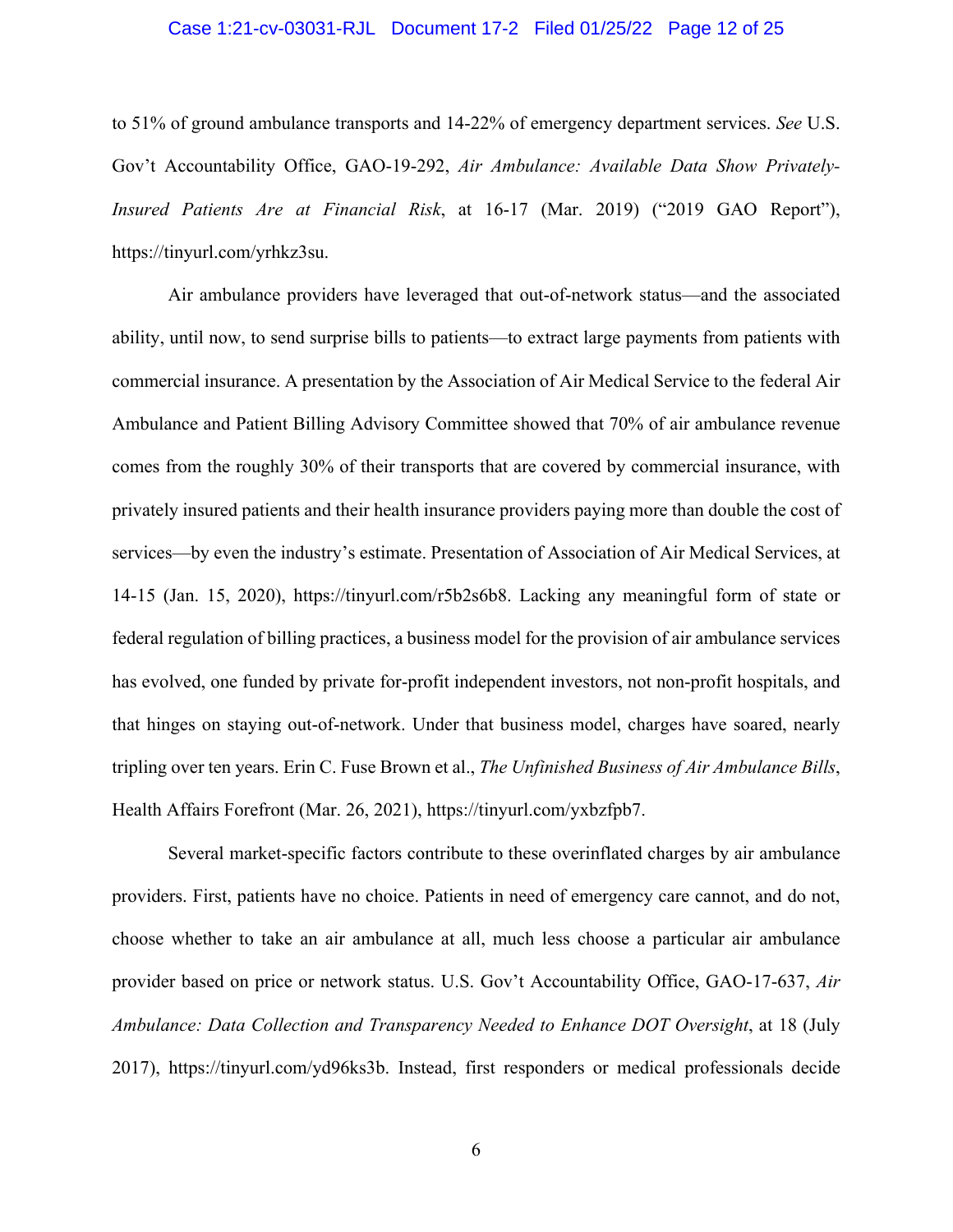to 51% of ground ambulance transports and 14-22% of emergency department services. *See* U.S. Gov't Accountability Office, GAO-19-292, *Air Ambulance: Available Data Show Privately-Insured Patients Are at Financial Risk*, at 16-17 (Mar. 2019) ("2019 GAO Report"), https://tinyurl.com/yrhkz3su.

Air ambulance providers have leveraged that out-of-network status—and the associated ability, until now, to send surprise bills to patients—to extract large payments from patients with commercial insurance. A presentation by the Association of Air Medical Service to the federal Air Ambulance and Patient Billing Advisory Committee showed that 70% of air ambulance revenue comes from the roughly 30% of their transports that are covered by commercial insurance, with privately insured patients and their health insurance providers paying more than double the cost of services—by even the industry's estimate. Presentation of Association of Air Medical Services, at 14-15 (Jan. 15, 2020), https://tinyurl.com/r5b2s6b8. Lacking any meaningful form of state or federal regulation of billing practices, a business model for the provision of air ambulance services has evolved, one funded by private for-profit independent investors, not non-profit hospitals, and that hinges on staying out-of-network. Under that business model, charges have soared, nearly tripling over ten years. Erin C. Fuse Brown et al., *The Unfinished Business of Air Ambulance Bills*, Health Affairs Forefront (Mar. 26, 2021), https://tinyurl.com/yxbzfpb7.

Several market-specific factors contribute to these overinflated charges by air ambulance providers. First, patients have no choice. Patients in need of emergency care cannot, and do not, choose whether to take an air ambulance at all, much less choose a particular air ambulance provider based on price or network status. U.S. Gov't Accountability Office, GAO-17-637, *Air Ambulance: Data Collection and Transparency Needed to Enhance DOT Oversight*, at 18 (July 2017), https://tinyurl.com/yd96ks3b. Instead, first responders or medical professionals decide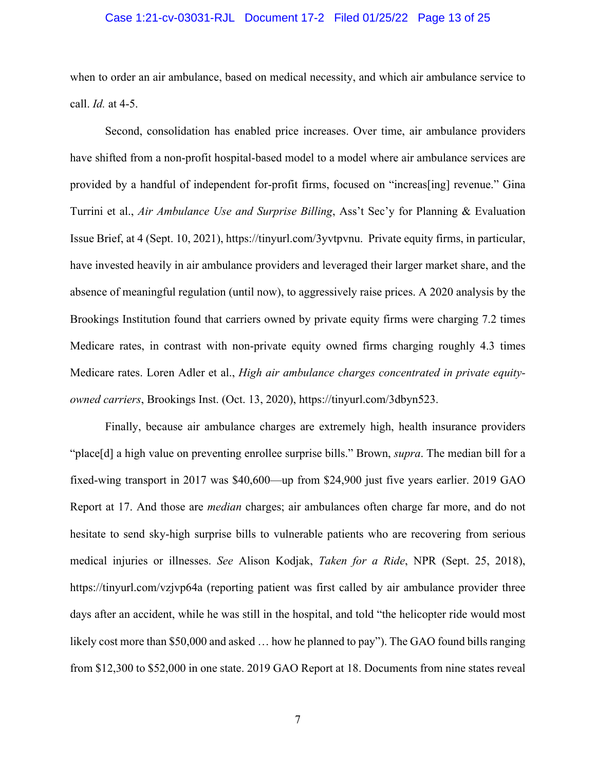when to order an air ambulance, based on medical necessity, and which air ambulance service to call. *Id.* at 4-5.

Second, consolidation has enabled price increases. Over time, air ambulance providers have shifted from a non-profit hospital-based model to a model where air ambulance services are provided by a handful of independent for-profit firms, focused on "increas[ing] revenue." Gina Turrini et al., *Air Ambulance Use and Surprise Billing*, Ass't Sec'y for Planning & Evaluation Issue Brief, at 4 (Sept. 10, 2021), https://tinyurl.com/3yvtpvnu. Private equity firms, in particular, have invested heavily in air ambulance providers and leveraged their larger market share, and the absence of meaningful regulation (until now), to aggressively raise prices. A 2020 analysis by the Brookings Institution found that carriers owned by private equity firms were charging 7.2 times Medicare rates, in contrast with non-private equity owned firms charging roughly 4.3 times Medicare rates. Loren Adler et al., *High air ambulance charges concentrated in private equity-owned carriers*, Brookings Inst. (Oct. 13, 2020), https://tinyurl.com/3dbyn523.

Finally, because air ambulance charges are extremely high, health insurance providers "place[d] a high value on preventing enrollee surprise bills." Brown, *supra*. The median bill for a fixed-wing transport in 2017 was $40,600—up from $24,900 just five years earlier. 2019 GAO Report at 17. And those are *median* charges; air ambulances often charge far more, and do not hesitate to send sky-high surprise bills to vulnerable patients who are recovering from serious medical injuries or illnesses. *See* Alison Kodjak, *Taken for a Ride*, NPR (Sept. 25, 2018), https://tinyurl.com/vzjvp64a (reporting patient was first called by air ambulance provider three days after an accident, while he was still in the hospital, and told "the helicopter ride would most likely cost more than $50,000 and asked … how he planned to pay"). The GAO found bills ranging from $12,300 to $52,000 in one state. 2019 GAO Report at 18. Documents from nine states reveal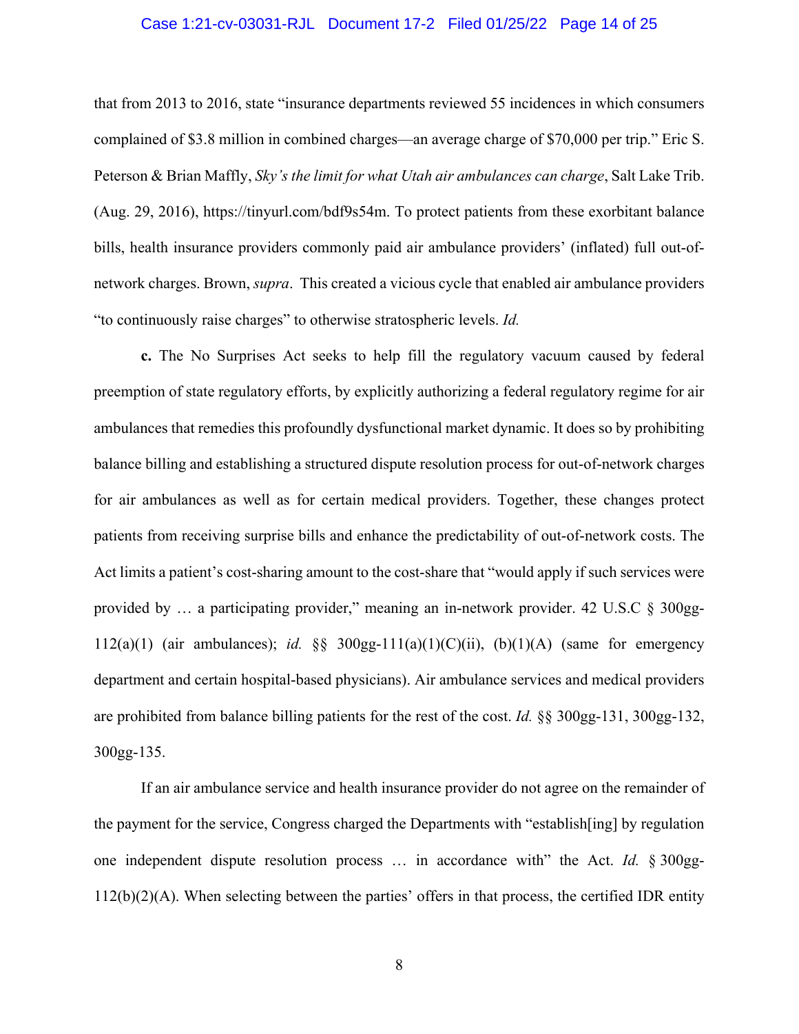that from 2013 to 2016, state "insurance departments reviewed 55 incidences in which consumers complained of $3.8 million in combined charges—an average charge of $70,000 per trip." Eric S. Peterson & Brian Maffly, *Sky's the limit for what Utah air ambulances can charge*, Salt Lake Trib. (Aug. 29, 2016), https://tinyurl.com/bdf9s54m. To protect patients from these exorbitant balance bills, health insurance providers commonly paid air ambulance providers' (inflated) full out-of-network charges. Brown, *supra*. This created a vicious cycle that enabled air ambulance providers "to continuously raise charges" to otherwise stratospheric levels. *Id.*

**c.** The No Surprises Act seeks to help fill the regulatory vacuum caused by federal preemption of state regulatory efforts, by explicitly authorizing a federal regulatory regime for air ambulances that remedies this profoundly dysfunctional market dynamic. It does so by prohibiting balance billing and establishing a structured dispute resolution process for out-of-network charges for air ambulances as well as for certain medical providers. Together, these changes protect patients from receiving surprise bills and enhance the predictability of out-of-network costs. The Act limits a patient's cost-sharing amount to the cost-share that "would apply if such services were provided by … a participating provider," meaning an in-network provider. 42 U.S.C § 300gg-112(a)(1) (air ambulances); *id.* §§ 300gg-111(a)(1)(C)(ii), (b)(1)(A) (same for emergency department and certain hospital-based physicians). Air ambulance services and medical providers are prohibited from balance billing patients for the rest of the cost. *Id.* §§ 300gg-131, 300gg-132, 300gg-135.

If an air ambulance service and health insurance provider do not agree on the remainder of the payment for the service, Congress charged the Departments with "establish[ing] by regulation one independent dispute resolution process … in accordance with" the Act. *Id.* § 300gg-112(b)(2)(A). When selecting between the parties' offers in that process, the certified IDR entity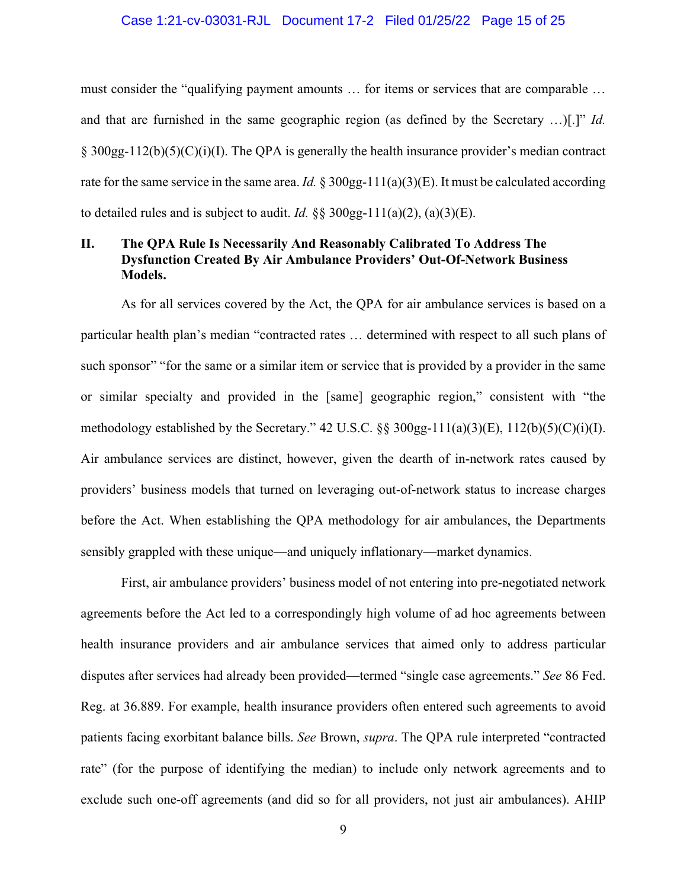must consider the "qualifying payment amounts … for items or services that are comparable … and that are furnished in the same geographic region (as defined by the Secretary …)[.]" *Id.* § 300gg-112(b)(5)(C)(i)(I). The QPA is generally the health insurance provider's median contract rate for the same service in the same area. *Id.* § 300gg-111(a)(3)(E). It must be calculated according to detailed rules and is subject to audit. *Id.* §§ 300gg-111(a)(2), (a)(3)(E).

## II. The QPA Rule Is Necessarily And Reasonably Calibrated To Address The Dysfunction Created By Air Ambulance Providers' Out-Of-Network Business Models.

As for all services covered by the Act, the QPA for air ambulance services is based on a particular health plan's median "contracted rates … determined with respect to all such plans of such sponsor" "for the same or a similar item or service that is provided by a provider in the same or similar specialty and provided in the [same] geographic region," consistent with "the methodology established by the Secretary." 42 U.S.C. §§ 300gg-111(a)(3)(E), 112(b)(5)(C)(i)(I). Air ambulance services are distinct, however, given the dearth of in-network rates caused by providers' business models that turned on leveraging out-of-network status to increase charges before the Act. When establishing the QPA methodology for air ambulances, the Departments sensibly grappled with these unique—and uniquely inflationary—market dynamics.

First, air ambulance providers' business model of not entering into pre-negotiated network agreements before the Act led to a correspondingly high volume of ad hoc agreements between health insurance providers and air ambulance services that aimed only to address particular disputes after services had already been provided—termed "single case agreements." *See* 86 Fed. Reg. at 36.889. For example, health insurance providers often entered such agreements to avoid patients facing exorbitant balance bills. *See* Brown, *supra*. The QPA rule interpreted "contracted rate" (for the purpose of identifying the median) to include only network agreements and to exclude such one-off agreements (and did so for all providers, not just air ambulances). AHIP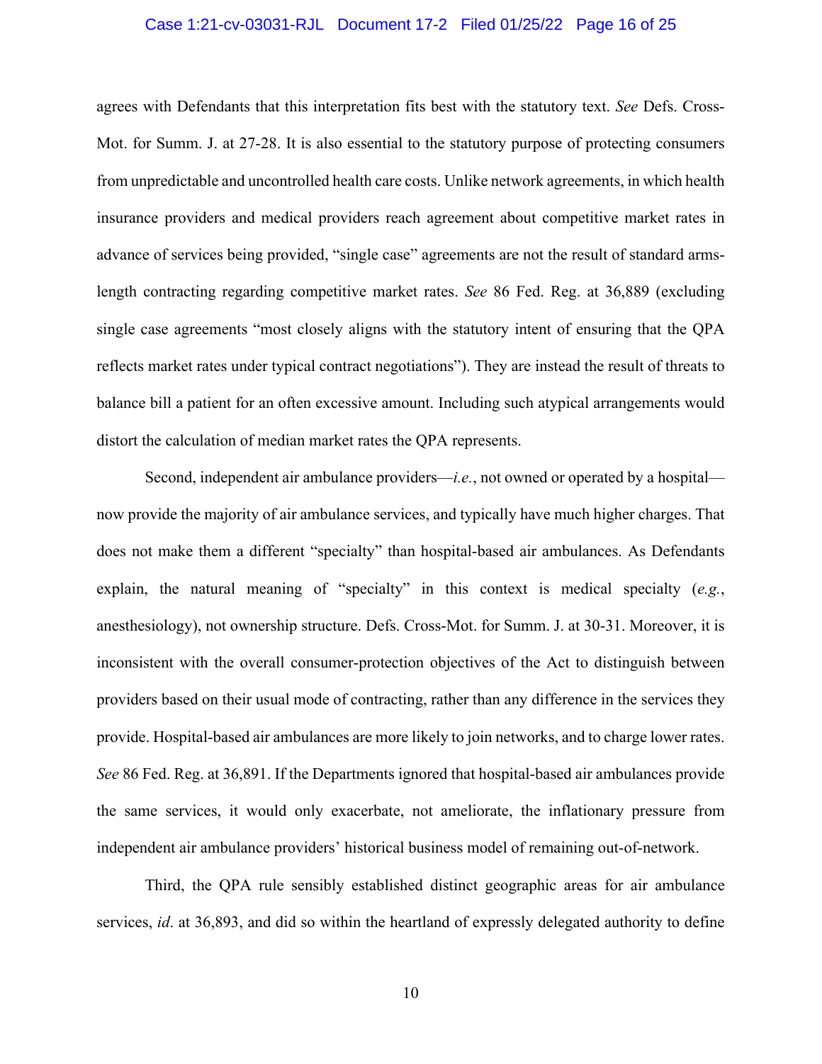agrees with Defendants that this interpretation fits best with the statutory text. *See* Defs. Cross-Mot. for Summ. J. at 27-28. It is also essential to the statutory purpose of protecting consumers from unpredictable and uncontrolled health care costs. Unlike network agreements, in which health insurance providers and medical providers reach agreement about competitive market rates in advance of services being provided, "single case" agreements are not the result of standard arms-length contracting regarding competitive market rates. *See* 86 Fed. Reg. at 36,889 (excluding single case agreements "most closely aligns with the statutory intent of ensuring that the QPA reflects market rates under typical contract negotiations"). They are instead the result of threats to balance bill a patient for an often excessive amount. Including such atypical arrangements would distort the calculation of median market rates the QPA represents.

Second, independent air ambulance providers—*i.e.*, not owned or operated by a hospital—now provide the majority of air ambulance services, and typically have much higher charges. That does not make them a different "specialty" than hospital-based air ambulances. As Defendants explain, the natural meaning of "specialty" in this context is medical specialty (*e.g.*, anesthesiology), not ownership structure. Defs. Cross-Mot. for Summ. J. at 30-31. Moreover, it is inconsistent with the overall consumer-protection objectives of the Act to distinguish between providers based on their usual mode of contracting, rather than any difference in the services they provide. Hospital-based air ambulances are more likely to join networks, and to charge lower rates. *See* 86 Fed. Reg. at 36,891. If the Departments ignored that hospital-based air ambulances provide the same services, it would only exacerbate, not ameliorate, the inflationary pressure from independent air ambulance providers' historical business model of remaining out-of-network.

Third, the QPA rule sensibly established distinct geographic areas for air ambulance services, *id*. at 36,893, and did so within the heartland of expressly delegated authority to define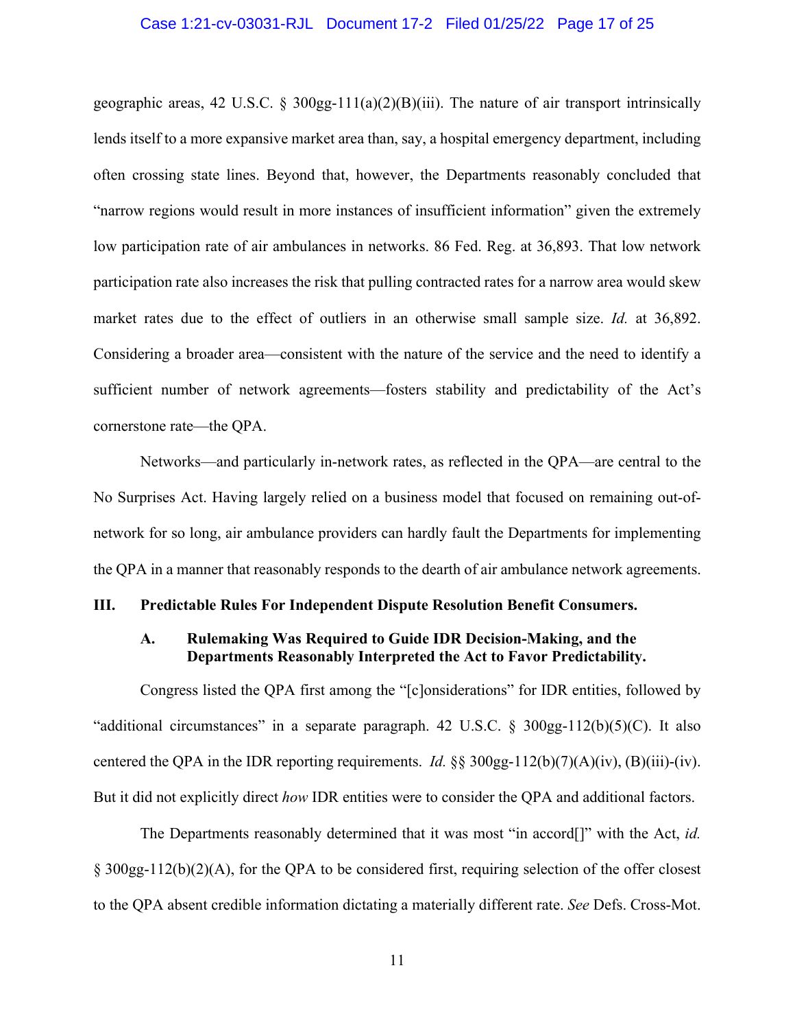geographic areas, 42 U.S.C. § 300gg-111(a)(2)(B)(iii). The nature of air transport intrinsically lends itself to a more expansive market area than, say, a hospital emergency department, including often crossing state lines. Beyond that, however, the Departments reasonably concluded that "narrow regions would result in more instances of insufficient information" given the extremely low participation rate of air ambulances in networks. 86 Fed. Reg. at 36,893. That low network participation rate also increases the risk that pulling contracted rates for a narrow area would skew market rates due to the effect of outliers in an otherwise small sample size. *Id.* at 36,892. Considering a broader area—consistent with the nature of the service and the need to identify a sufficient number of network agreements—fosters stability and predictability of the Act's cornerstone rate—the QPA.

Networks—and particularly in-network rates, as reflected in the QPA—are central to the No Surprises Act. Having largely relied on a business model that focused on remaining out-of-network for so long, air ambulance providers can hardly fault the Departments for implementing the QPA in a manner that reasonably responds to the dearth of air ambulance network agreements.

## III. Predictable Rules For Independent Dispute Resolution Benefit Consumers.

### A. Rulemaking Was Required to Guide IDR Decision-Making, and the Departments Reasonably Interpreted the Act to Favor Predictability.

Congress listed the QPA first among the "[c]onsiderations" for IDR entities, followed by "additional circumstances" in a separate paragraph. 42 U.S.C. § 300gg-112(b)(5)(C). It also centered the QPA in the IDR reporting requirements. *Id.* §§ 300gg-112(b)(7)(A)(iv), (B)(iii)-(iv). But it did not explicitly direct *how* IDR entities were to consider the QPA and additional factors.

The Departments reasonably determined that it was most "in accord[]" with the Act, *id.* § 300gg-112(b)(2)(A), for the QPA to be considered first, requiring selection of the offer closest to the QPA absent credible information dictating a materially different rate. *See* Defs. Cross-Mot.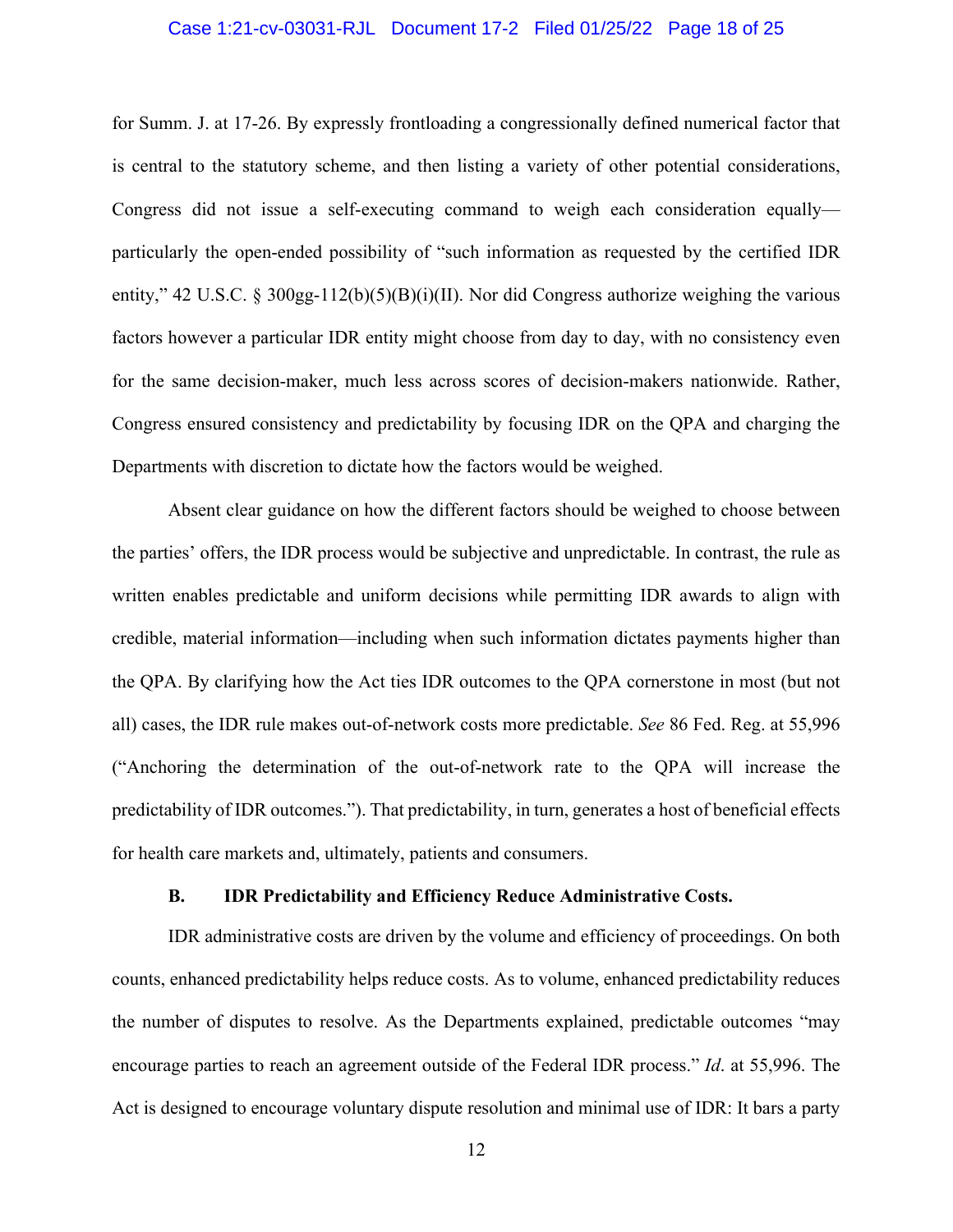for Summ. J. at 17-26. By expressly frontloading a congressionally defined numerical factor that is central to the statutory scheme, and then listing a variety of other potential considerations, Congress did not issue a self-executing command to weigh each consideration equally—particularly the open-ended possibility of "such information as requested by the certified IDR entity," 42 U.S.C. § 300gg-112(b)(5)(B)(i)(II). Nor did Congress authorize weighing the various factors however a particular IDR entity might choose from day to day, with no consistency even for the same decision-maker, much less across scores of decision-makers nationwide. Rather, Congress ensured consistency and predictability by focusing IDR on the QPA and charging the Departments with discretion to dictate how the factors would be weighed.

Absent clear guidance on how the different factors should be weighed to choose between the parties' offers, the IDR process would be subjective and unpredictable. In contrast, the rule as written enables predictable and uniform decisions while permitting IDR awards to align with credible, material information—including when such information dictates payments higher than the QPA. By clarifying how the Act ties IDR outcomes to the QPA cornerstone in most (but not all) cases, the IDR rule makes out-of-network costs more predictable. *See* 86 Fed. Reg. at 55,996 ("Anchoring the determination of the out-of-network rate to the QPA will increase the predictability of IDR outcomes."). That predictability, in turn, generates a host of beneficial effects for health care markets and, ultimately, patients and consumers.

### B. IDR Predictability and Efficiency Reduce Administrative Costs.

IDR administrative costs are driven by the volume and efficiency of proceedings. On both counts, enhanced predictability helps reduce costs. As to volume, enhanced predictability reduces the number of disputes to resolve. As the Departments explained, predictable outcomes "may encourage parties to reach an agreement outside of the Federal IDR process." *Id*. at 55,996. The Act is designed to encourage voluntary dispute resolution and minimal use of IDR: It bars a party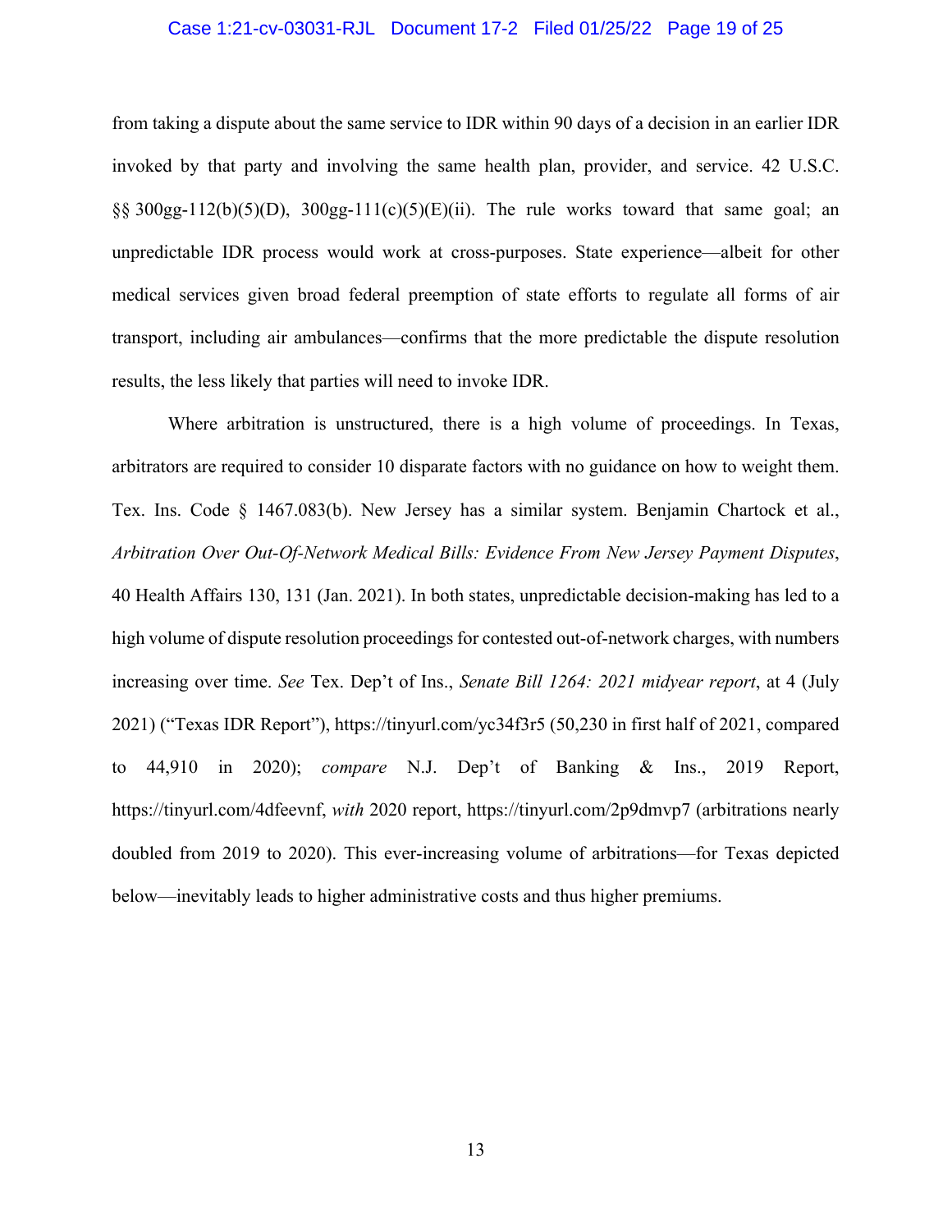from taking a dispute about the same service to IDR within 90 days of a decision in an earlier IDR invoked by that party and involving the same health plan, provider, and service. 42 U.S.C. §§ 300gg-112(b)(5)(D), 300gg-111(c)(5)(E)(ii). The rule works toward that same goal; an unpredictable IDR process would work at cross-purposes. State experience—albeit for other medical services given broad federal preemption of state efforts to regulate all forms of air transport, including air ambulances—confirms that the more predictable the dispute resolution results, the less likely that parties will need to invoke IDR.

Where arbitration is unstructured, there is a high volume of proceedings. In Texas, arbitrators are required to consider 10 disparate factors with no guidance on how to weight them. Tex. Ins. Code § 1467.083(b). New Jersey has a similar system. Benjamin Chartock et al., *Arbitration Over Out-Of-Network Medical Bills: Evidence From New Jersey Payment Disputes*, 40 Health Affairs 130, 131 (Jan. 2021). In both states, unpredictable decision-making has led to a high volume of dispute resolution proceedings for contested out-of-network charges, with numbers increasing over time. *See* Tex. Dep't of Ins., *Senate Bill 1264: 2021 midyear report*, at 4 (July 2021) ("Texas IDR Report"), https://tinyurl.com/yc34f3r5 (50,230 in first half of 2021, compared to 44,910 in 2020); *compare* N.J. Dep't of Banking & Ins., 2019 Report, https://tinyurl.com/4dfeevnf, *with* 2020 report, https://tinyurl.com/2p9dmvp7 (arbitrations nearly doubled from 2019 to 2020). This ever-increasing volume of arbitrations—for Texas depicted below—inevitably leads to higher administrative costs and thus higher premiums.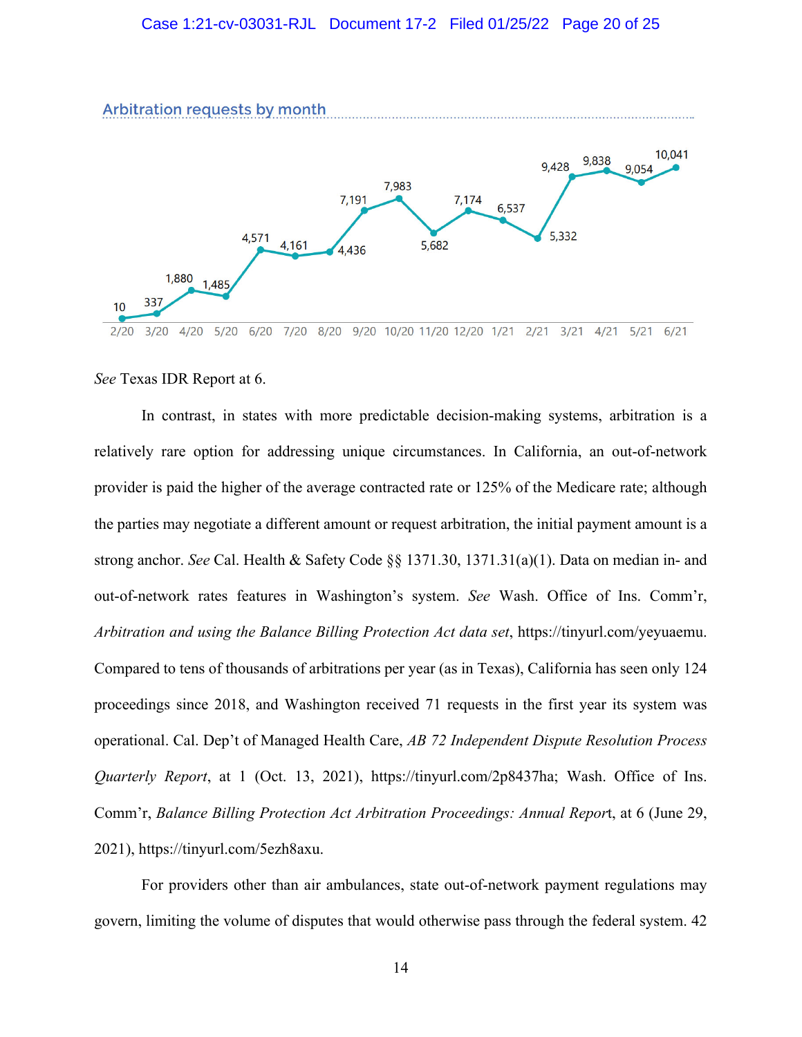Arbitration requests by month

| Month | Requests |
| --- | --- |
| 2/20 | 10 |
| 3/20 | 337 |
| 4/20 | 1,880 |
| 5/20 | 1,485 |
| 6/20 | 4,571 |
| 7/20 | 4,161 |
| 8/20 | 4,436 |
| 9/20 | 7,191 |
| 10/20 | 7,983 |
| 11/20 | 5,682 |
| 12/20 | 7,174 |
| 1/21 | 6,537 |
| 2/21 | 5,332 |
| 3/21 | 9,428 |
| 4/21 | 9,838 |
| 5/21 | 9,054 |
| 6/21 | 10,041 |

*See* Texas IDR Report at 6.

In contrast, in states with more predictable decision-making systems, arbitration is a relatively rare option for addressing unique circumstances. In California, an out-of-network provider is paid the higher of the average contracted rate or 125% of the Medicare rate; although the parties may negotiate a different amount or request arbitration, the initial payment amount is a strong anchor. *See* Cal. Health & Safety Code §§ 1371.30, 1371.31(a)(1). Data on median in- and out-of-network rates features in Washington's system. *See* Wash. Office of Ins. Comm'r, *Arbitration and using the Balance Billing Protection Act data set*, https://tinyurl.com/yeyuaemu. Compared to tens of thousands of arbitrations per year (as in Texas), California has seen only 124 proceedings since 2018, and Washington received 71 requests in the first year its system was operational. Cal. Dep't of Managed Health Care, *AB 72 Independent Dispute Resolution Process Quarterly Report*, at 1 (Oct. 13, 2021), https://tinyurl.com/2p8437ha; Wash. Office of Ins. Comm'r, *Balance Billing Protection Act Arbitration Proceedings: Annual Report*, at 6 (June 29, 2021), https://tinyurl.com/5ezh8axu.

For providers other than air ambulances, state out-of-network payment regulations may govern, limiting the volume of disputes that would otherwise pass through the federal system. 42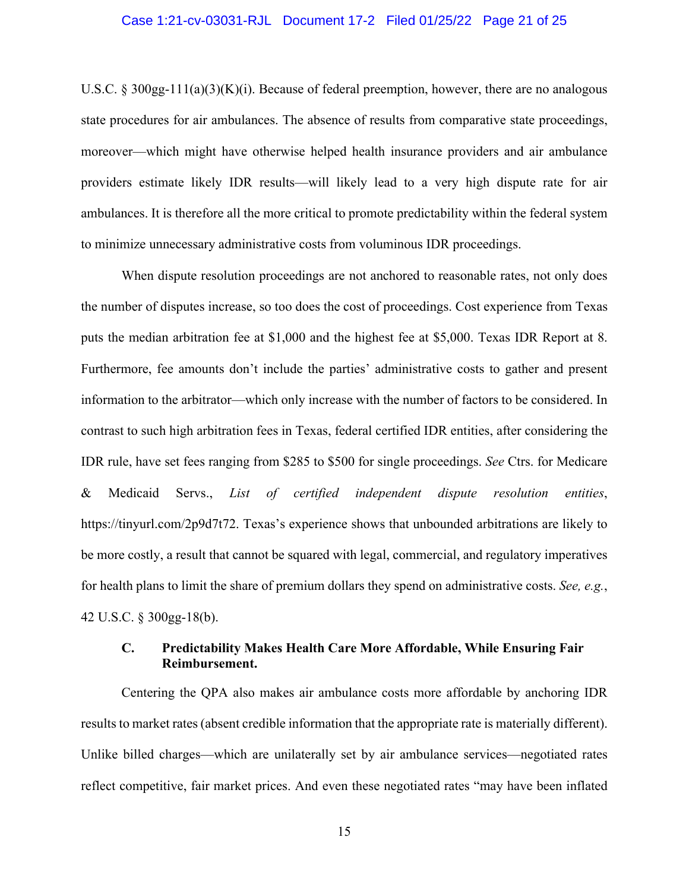U.S.C. § 300gg-111(a)(3)(K)(i). Because of federal preemption, however, there are no analogous state procedures for air ambulances. The absence of results from comparative state proceedings, moreover—which might have otherwise helped health insurance providers and air ambulance providers estimate likely IDR results—will likely lead to a very high dispute rate for air ambulances. It is therefore all the more critical to promote predictability within the federal system to minimize unnecessary administrative costs from voluminous IDR proceedings.

When dispute resolution proceedings are not anchored to reasonable rates, not only does the number of disputes increase, so too does the cost of proceedings. Cost experience from Texas puts the median arbitration fee at $1,000 and the highest fee at $5,000. Texas IDR Report at 8. Furthermore, fee amounts don't include the parties' administrative costs to gather and present information to the arbitrator—which only increase with the number of factors to be considered. In contrast to such high arbitration fees in Texas, federal certified IDR entities, after considering the IDR rule, have set fees ranging from $285 to $500 for single proceedings. *See* Ctrs. for Medicare & Medicaid Servs., *List of certified independent dispute resolution entities*, https://tinyurl.com/2p9d7t72. Texas's experience shows that unbounded arbitrations are likely to be more costly, a result that cannot be squared with legal, commercial, and regulatory imperatives for health plans to limit the share of premium dollars they spend on administrative costs. *See, e.g.*, 42 U.S.C. § 300gg-18(b).

### C. Predictability Makes Health Care More Affordable, While Ensuring Fair Reimbursement.

Centering the QPA also makes air ambulance costs more affordable by anchoring IDR results to market rates (absent credible information that the appropriate rate is materially different). Unlike billed charges—which are unilaterally set by air ambulance services—negotiated rates reflect competitive, fair market prices. And even these negotiated rates "may have been inflated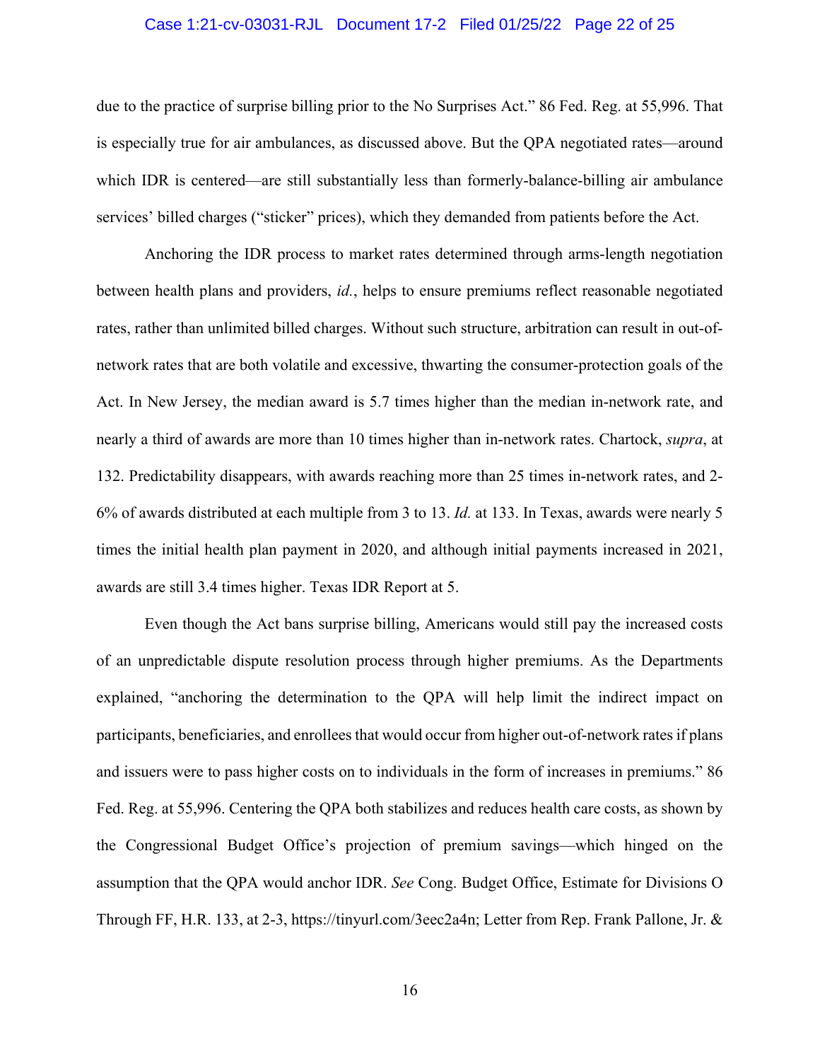due to the practice of surprise billing prior to the No Surprises Act." 86 Fed. Reg. at 55,996. That is especially true for air ambulances, as discussed above. But the QPA negotiated rates—around which IDR is centered—are still substantially less than formerly-balance-billing air ambulance services' billed charges ("sticker" prices), which they demanded from patients before the Act.

Anchoring the IDR process to market rates determined through arms-length negotiation between health plans and providers, *id.*, helps to ensure premiums reflect reasonable negotiated rates, rather than unlimited billed charges. Without such structure, arbitration can result in out-of-network rates that are both volatile and excessive, thwarting the consumer-protection goals of the Act. In New Jersey, the median award is 5.7 times higher than the median in-network rate, and nearly a third of awards are more than 10 times higher than in-network rates. Chartock, *supra*, at 132. Predictability disappears, with awards reaching more than 25 times in-network rates, and 2-6% of awards distributed at each multiple from 3 to 13. *Id.* at 133. In Texas, awards were nearly 5 times the initial health plan payment in 2020, and although initial payments increased in 2021, awards are still 3.4 times higher. Texas IDR Report at 5.

Even though the Act bans surprise billing, Americans would still pay the increased costs of an unpredictable dispute resolution process through higher premiums. As the Departments explained, "anchoring the determination to the QPA will help limit the indirect impact on participants, beneficiaries, and enrollees that would occur from higher out-of-network rates if plans and issuers were to pass higher costs on to individuals in the form of increases in premiums." 86 Fed. Reg. at 55,996. Centering the QPA both stabilizes and reduces health care costs, as shown by the Congressional Budget Office's projection of premium savings—which hinged on the assumption that the QPA would anchor IDR. *See* Cong. Budget Office, Estimate for Divisions O Through FF, H.R. 133, at 2-3, https://tinyurl.com/3eec2a4n; Letter from Rep. Frank Pallone, Jr. &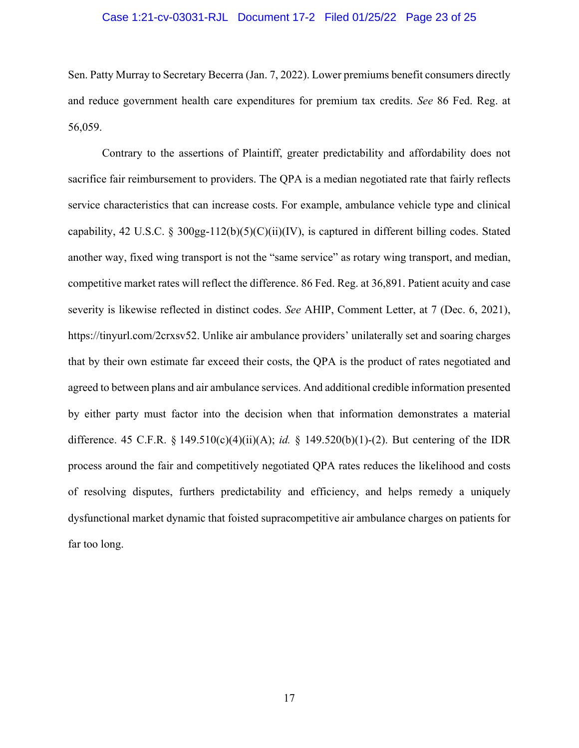Sen. Patty Murray to Secretary Becerra (Jan. 7, 2022). Lower premiums benefit consumers directly and reduce government health care expenditures for premium tax credits. *See* 86 Fed. Reg. at 56,059.

Contrary to the assertions of Plaintiff, greater predictability and affordability does not sacrifice fair reimbursement to providers. The QPA is a median negotiated rate that fairly reflects service characteristics that can increase costs. For example, ambulance vehicle type and clinical capability, 42 U.S.C. § 300gg-112(b)(5)(C)(ii)(IV), is captured in different billing codes. Stated another way, fixed wing transport is not the "same service" as rotary wing transport, and median, competitive market rates will reflect the difference. 86 Fed. Reg. at 36,891. Patient acuity and case severity is likewise reflected in distinct codes. *See* AHIP, Comment Letter, at 7 (Dec. 6, 2021), https://tinyurl.com/2crxsv52. Unlike air ambulance providers' unilaterally set and soaring charges that by their own estimate far exceed their costs, the QPA is the product of rates negotiated and agreed to between plans and air ambulance services. And additional credible information presented by either party must factor into the decision when that information demonstrates a material difference. 45 C.F.R. § 149.510(c)(4)(ii)(A); *id.* § 149.520(b)(1)-(2). But centering of the IDR process around the fair and competitively negotiated QPA rates reduces the likelihood and costs of resolving disputes, furthers predictability and efficiency, and helps remedy a uniquely dysfunctional market dynamic that foisted supracompetitive air ambulance charges on patients for far too long.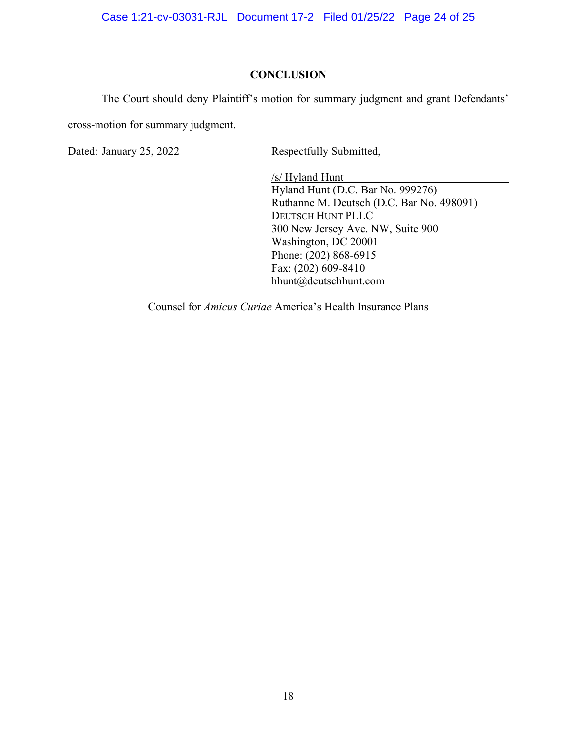## CONCLUSION

The Court should deny Plaintiff's motion for summary judgment and grant Defendants' cross-motion for summary judgment.

Dated: January 25, 2022

Respectfully Submitted,

/s/ Hyland Hunt
Hyland Hunt (D.C. Bar No. 999276)
Ruthanne M. Deutsch (D.C. Bar No. 498091)
DEUTSCH HUNT PLLC
300 New Jersey Ave. NW, Suite 900
Washington, DC 20001
Phone: (202) 868-6915
Fax: (202) 609-8410
hhunt@deutschhunt.com

Counsel for *Amicus Curiae* America's Health Insurance Plans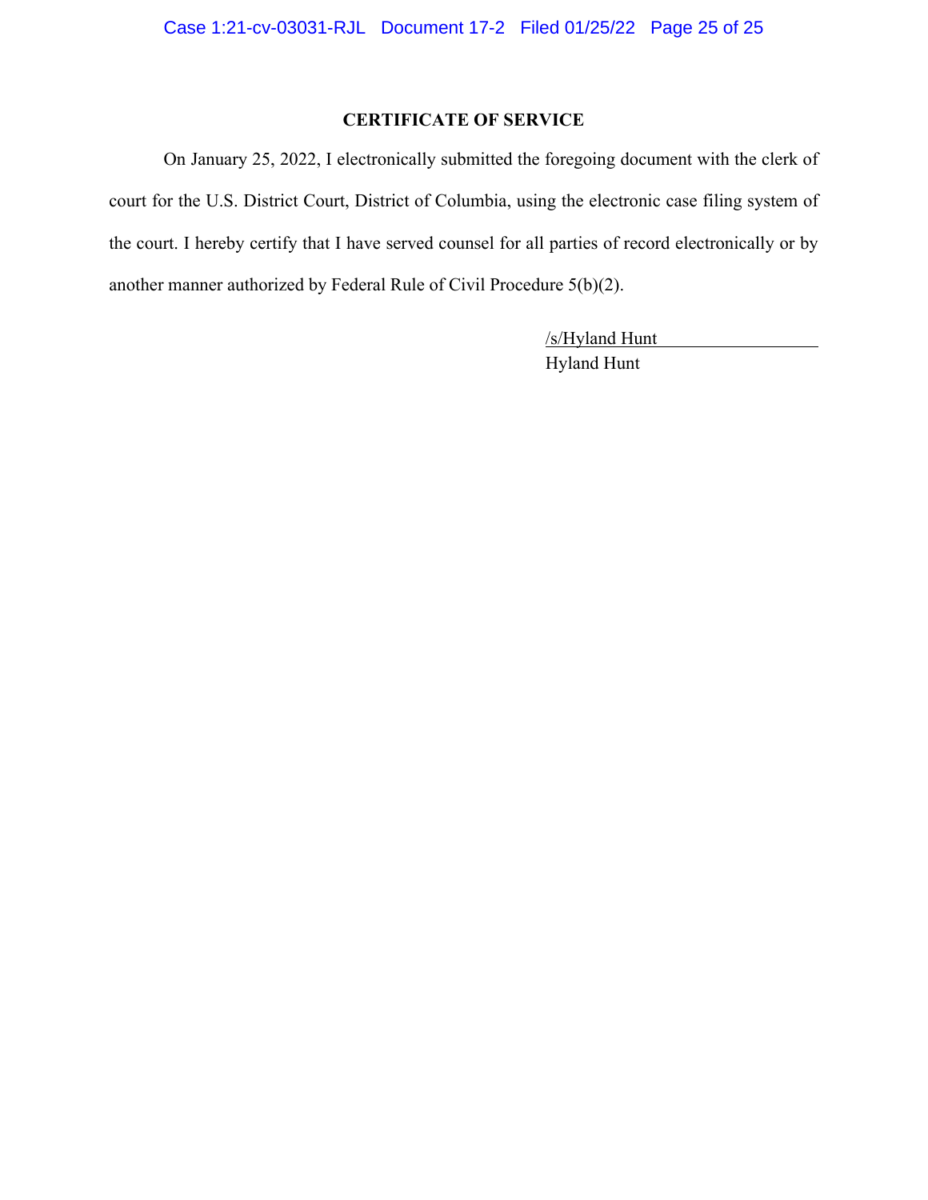**CERTIFICATE OF SERVICE**

On January 25, 2022, I electronically submitted the foregoing document with the clerk of court for the U.S. District Court, District of Columbia, using the electronic case filing system of the court. I hereby certify that I have served counsel for all parties of record electronically or by another manner authorized by Federal Rule of Civil Procedure 5(b)(2).

/s/Hyland Hunt
Hyland Hunt